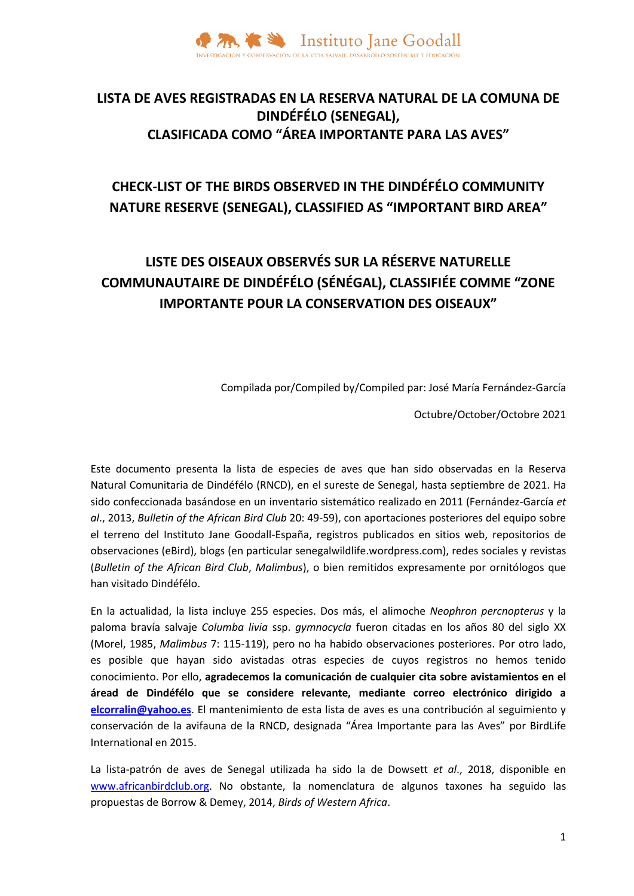Instituto Jane Goodall

INVESTIGACIÓN Y CONSERVACIÓN DE LA VIDA SALVAJE, DESARROLLO SOSTENIBLE Y EDUCACIÓN

# LISTA DE AVES REGISTRADAS EN LA RESERVA NATURAL DE LA COMUNA DE DINDÉFÉLO (SENEGAL), CLASIFICADA COMO "ÁREA IMPORTANTE PARA LAS AVES"

# CHECK-LIST OF THE BIRDS OBSERVED IN THE DINDÉFÉLO COMMUNITY NATURE RESERVE (SENEGAL), CLASSIFIED AS "IMPORTANT BIRD AREA"

# LISTE DES OISEAUX OBSERVÉS SUR LA RÉSERVE NATURELLE COMMUNAUTAIRE DE DINDÉFÉLO (SÉNÉGAL), CLASSIFIÉE COMME "ZONE IMPORTANTE POUR LA CONSERVATION DES OISEAUX"

Compilada por/Compiled by/Compiled par: José María Fernández-García

Octubre/October/Octobre 2021

Este documento presenta la lista de especies de aves que han sido observadas en la Reserva Natural Comunitaria de Dindéfélo (RNCD), en el sureste de Senegal, hasta septiembre de 2021. Ha sido confeccionada basándose en un inventario sistemático realizado en 2011 (Fernández-García *et al*., 2013, *Bulletin of the African Bird Club* 20: 49-59), con aportaciones posteriores del equipo sobre el terreno del Instituto Jane Goodall-España, registros publicados en sitios web, repositorios de observaciones (eBird), blogs (en particular senegalwildlife.wordpress.com), redes sociales y revistas (*Bulletin of the African Bird Club*, *Malimbus*), o bien remitidos expresamente por ornitólogos que han visitado Dindéfélo.

En la actualidad, la lista incluye 255 especies. Dos más, el alimoche *Neophron percnopterus* y la paloma bravía salvaje *Columba livia* ssp. *gymnocycla* fueron citadas en los años 80 del siglo XX (Morel, 1985, *Malimbus* 7: 115-119), pero no ha habido observaciones posteriores. Por otro lado, es posible que hayan sido avistadas otras especies de cuyos registros no hemos tenido conocimiento. Por ello, **agradecemos la comunicación de cualquier cita sobre avistamientos en el áread de Dindéfélo que se considere relevante, mediante correo electrónico dirigido a elcorralin@yahoo.es**. El mantenimiento de esta lista de aves es una contribución al seguimiento y conservación de la avifauna de la RNCD, designada "Área Importante para las Aves" por BirdLife International en 2015.

La lista-patrón de aves de Senegal utilizada ha sido la de Dowsett *et al*., 2018, disponible en www.africanbirdclub.org. No obstante, la nomenclatura de algunos taxones ha seguido las propuestas de Borrow & Demey, 2014, *Birds of Western Africa*.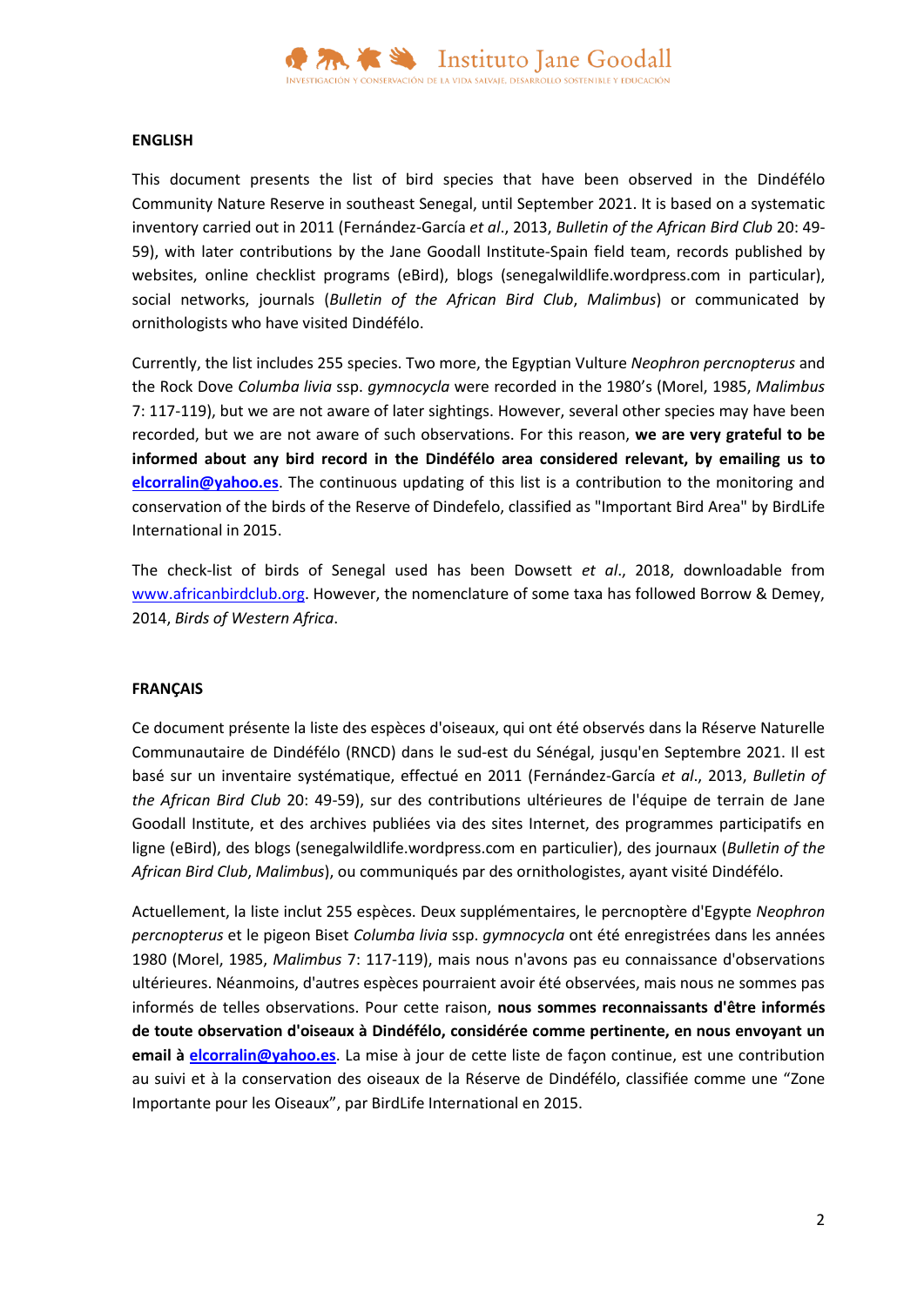**ENGLISH**

This document presents the list of bird species that have been observed in the Dindéfélo Community Nature Reserve in southeast Senegal, until September 2021. It is based on a systematic inventory carried out in 2011 (Fernández-García *et al*., 2013, *Bulletin of the African Bird Club* 20: 49-59), with later contributions by the Jane Goodall Institute-Spain field team, records published by websites, online checklist programs (eBird), blogs (senegalwildlife.wordpress.com in particular), social networks, journals (*Bulletin of the African Bird Club*, *Malimbus*) or communicated by ornithologists who have visited Dindéfélo.

Currently, the list includes 255 species. Two more, the Egyptian Vulture *Neophron percnopterus* and the Rock Dove *Columba livia* ssp. *gymnocycla* were recorded in the 1980's (Morel, 1985, *Malimbus* 7: 117-119), but we are not aware of later sightings. However, several other species may have been recorded, but we are not aware of such observations. For this reason, **we are very grateful to be informed about any bird record in the Dindéfélo area considered relevant, by emailing us to [elcorralin@yahoo.es](mailto:elcorralin@yahoo.es)**. The continuous updating of this list is a contribution to the monitoring and conservation of the birds of the Reserve of Dindefelo, classified as "Important Bird Area" by BirdLife International in 2015.

The check-list of birds of Senegal used has been Dowsett *et al*., 2018, downloadable from [www.africanbirdclub.org](http://www.africanbirdclub.org). However, the nomenclature of some taxa has followed Borrow & Demey, 2014, *Birds of Western Africa*.

**FRANÇAIS**

Ce document présente la liste des espèces d'oiseaux, qui ont été observés dans la Réserve Naturelle Communautaire de Dindéfélo (RNCD) dans le sud-est du Sénégal, jusqu'en Septembre 2021. Il est basé sur un inventaire systématique, effectué en 2011 (Fernández-García *et al*., 2013, *Bulletin of the African Bird Club* 20: 49-59), sur des contributions ultérieures de l'équipe de terrain de Jane Goodall Institute, et des archives publiées via des sites Internet, des programmes participatifs en ligne (eBird), des blogs (senegalwildlife.wordpress.com en particulier), des journaux (*Bulletin of the African Bird Club*, *Malimbus*), ou communiqués par des ornithologistes, ayant visité Dindéfélo.

Actuellement, la liste inclut 255 espèces. Deux supplémentaires, le percnoptère d'Egypte *Neophron percnopterus* et le pigeon Biset *Columba livia* ssp. *gymnocycla* ont été enregistrées dans les années 1980 (Morel, 1985, *Malimbus* 7: 117-119), mais nous n'avons pas eu connaissance d'observations ultérieures. Néanmoins, d'autres espèces pourraient avoir été observées, mais nous ne sommes pas informés de telles observations. Pour cette raison, **nous sommes reconnaissants d'être informés de toute observation d'oiseaux à Dindéfélo, considérée comme pertinente, en nous envoyant un email à [elcorralin@yahoo.es](mailto:elcorralin@yahoo.es)**. La mise à jour de cette liste de façon continue, est une contribution au suivi et à la conservation des oiseaux de la Réserve de Dindéfélo, classifiée comme une "Zone Importante pour les Oiseaux", par BirdLife International en 2015.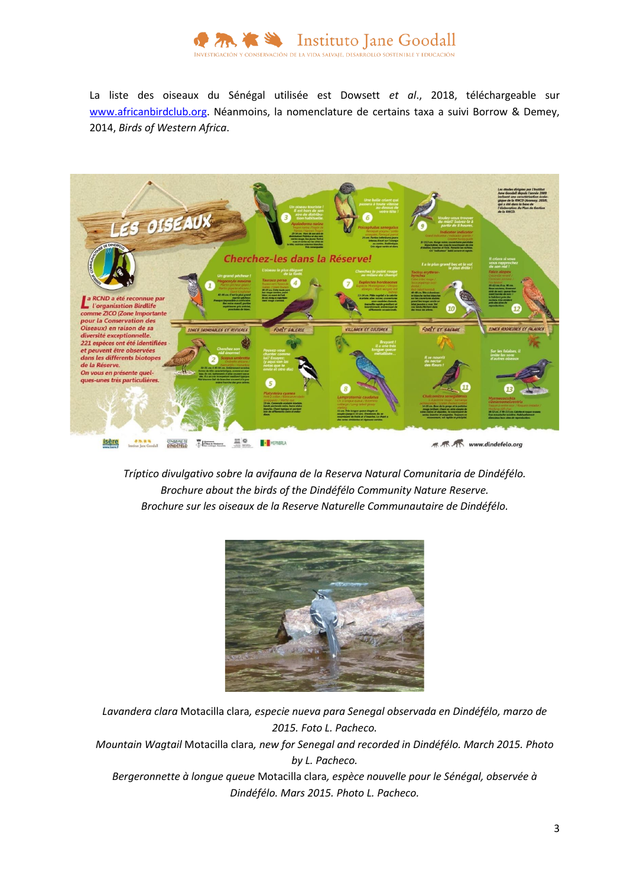La liste des oiseaux du Sénégal utilisée est Dowsett *et al*., 2018, téléchargeable sur www.africanbirdclub.org. Néanmoins, la nomenclature de certains taxa a suivi Borrow & Demey, 2014, *Birds of Western Africa*.

*Tríptico divulgativo sobre la avifauna de la Reserva Natural Comunitaria de Dindéfélo.*
*Brochure about the birds of the Dindéfélo Community Nature Reserve.*
*Brochure sur les oiseaux de la Reserve Naturelle Communautaire de Dindéfélo.*

*Lavandera clara* Motacilla clara*, especie nueva para Senegal observada en Dindéfélo, marzo de 2015. Foto L. Pacheco.*
*Mountain Wagtail* Motacilla clara*, new for Senegal and recorded in Dindéfélo. March 2015. Photo by L. Pacheco.*
*Bergeronnette à longue queue* Motacilla clara*, espèce nouvelle pour le Sénégal, observée à Dindéfélo. Mars 2015. Photo L. Pacheco.*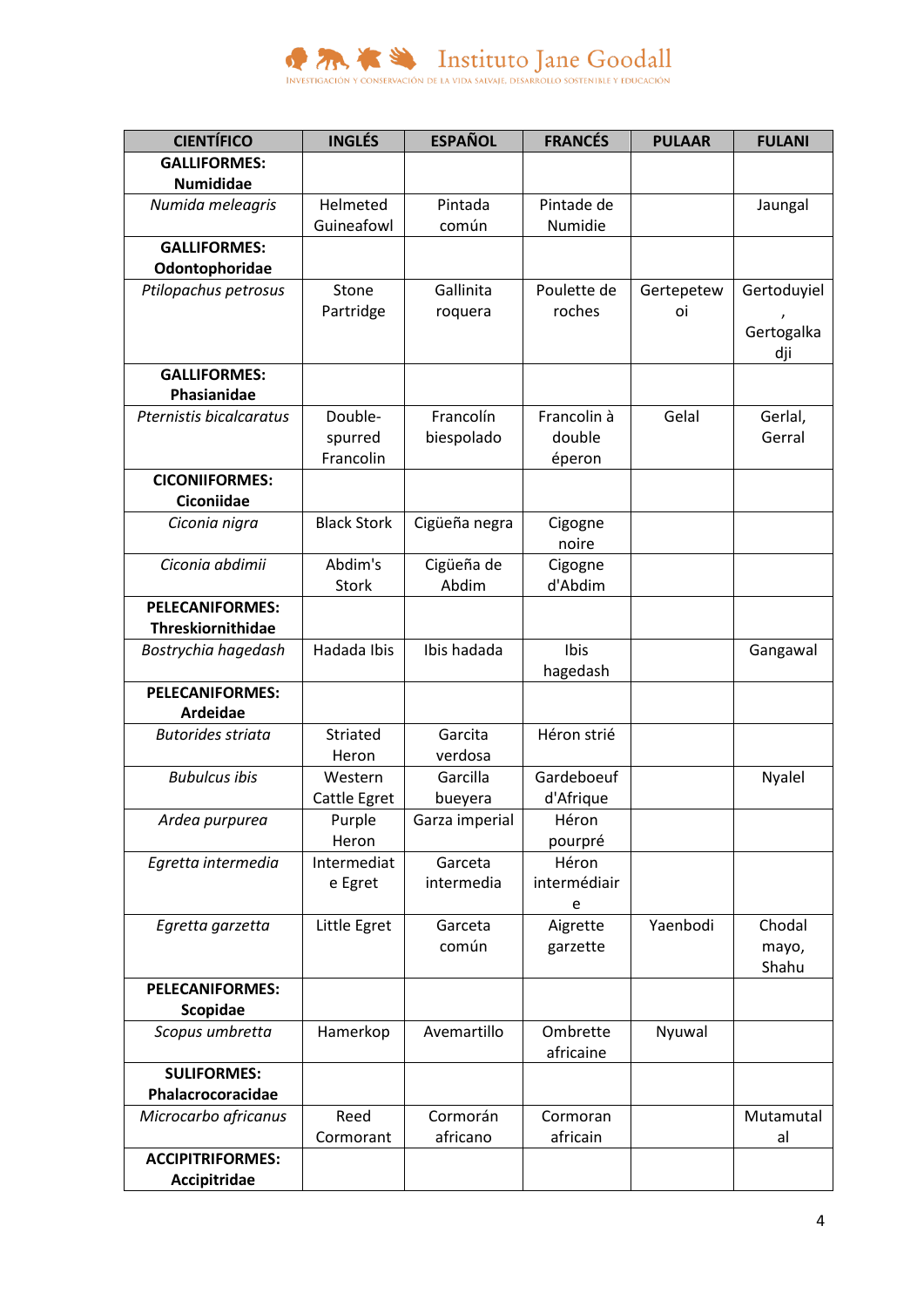| CIENTÍFICO | INGLÉS | ESPAÑOL | FRANCÉS | PULAAR | FULANI |
|---|---|---|---|---|---|
| **GALLIFORMES: Numididae** | | | | | |
| *Numida meleagris* | Helmeted Guineafowl | Pintada común | Pintade de Numidie | | Jaungal |
| **GALLIFORMES: Odontophoridae** | | | | | |
| *Ptilopachus petrosus* | Stone Partridge | Gallinita roquera | Poulette de roches | Gertepetewoi | Gertoduyiel, Gertogalkadji |
| **GALLIFORMES: Phasianidae** | | | | | |
| *Pternistis bicalcaratus* | Double-spurred Francolin | Francolín biespolado | Francolin à double éperon | Gelal | Gerlal, Gerral |
| **CICONIIFORMES: Ciconiidae** | | | | | |
| *Ciconia nigra* | Black Stork | Cigüeña negra | Cigogne noire | | |
| *Ciconia abdimii* | Abdim's Stork | Cigüeña de Abdim | Cigogne d'Abdim | | |
| **PELECANIFORMES: Threskiornithidae** | | | | | |
| *Bostrychia hagedash* | Hadada Ibis | Ibis hadada | Ibis hagedash | | Gangawal |
| **PELECANIFORMES: Ardeidae** | | | | | |
| *Butorides striata* | Striated Heron | Garcita verdosa | Héron strié | | |
| *Bubulcus ibis* | Western Cattle Egret | Garcilla bueyera | Gardeboeuf d'Afrique | | Nyalel |
| *Ardea purpurea* | Purple Heron | Garza imperial | Héron pourpré | | |
| *Egretta intermedia* | Intermediate Egret | Garceta intermedia | Héron intermédiaire | | |
| *Egretta garzetta* | Little Egret | Garceta común | Aigrette garzette | Yaenbodi | Chodal mayo, Shahu |
| **PELECANIFORMES: Scopidae** | | | | | |
| *Scopus umbretta* | Hamerkop | Avemartillo | Ombrette africaine | Nyuwal | |
| **SULIFORMES: Phalacrocoracidae** | | | | | |
| *Microcarbo africanus* | Reed Cormorant | Cormorán africano | Cormoran africain | | Mutamutal |
| **ACCIPITRIFORMES: Accipitridae** | | | | | |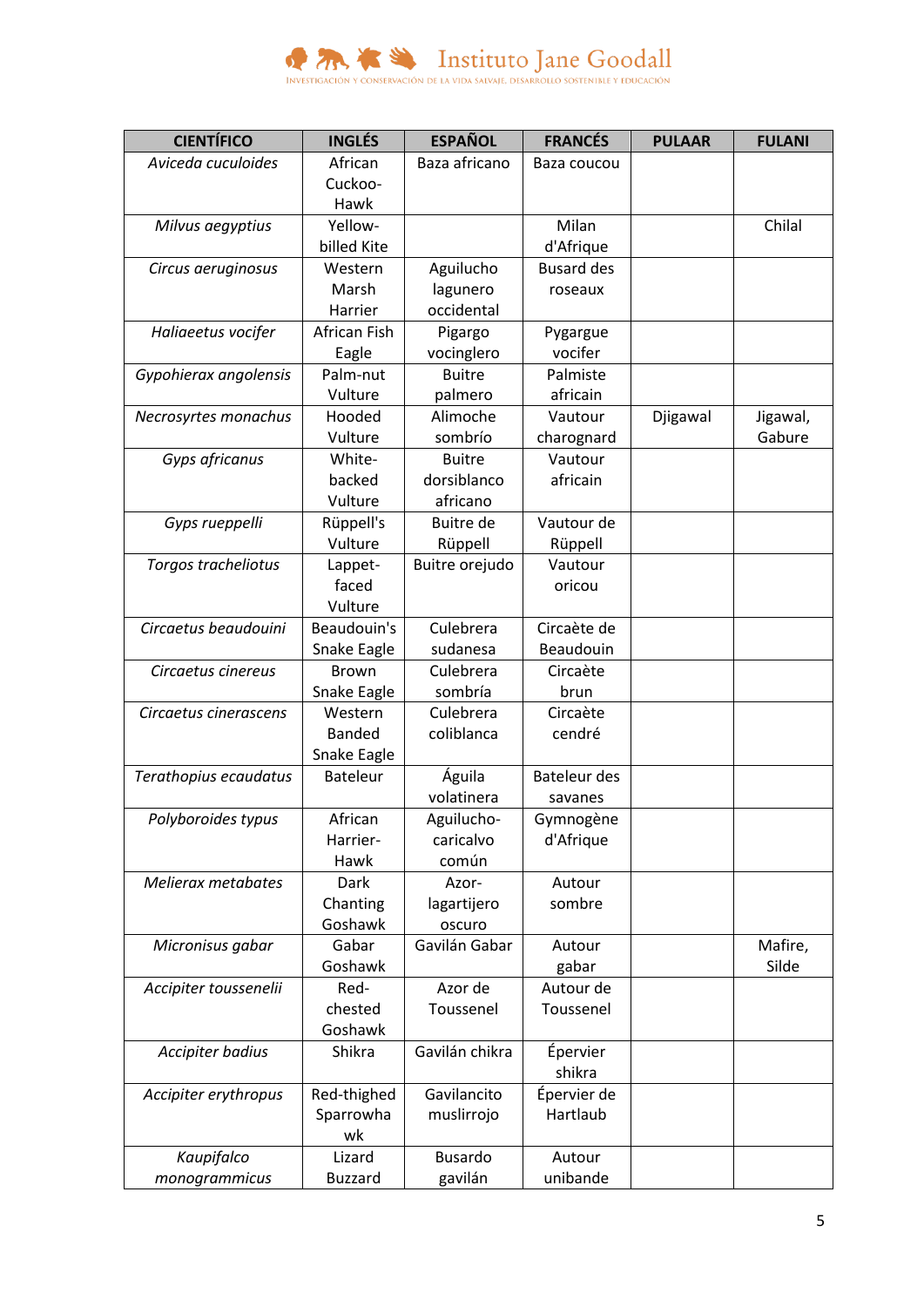| CIENTÍFICO | INGLÉS | ESPAÑOL | FRANCÉS | PULAAR | FULANI |
|---|---|---|---|---|---|
| *Aviceda cuculoides* | African Cuckoo-Hawk | Baza africano | Baza coucou | | |
| *Milvus aegyptius* | Yellow-billed Kite | | Milan d'Afrique | | Chilal |
| *Circus aeruginosus* | Western Marsh Harrier | Aguilucho lagunero occidental | Busard des roseaux | | |
| *Haliaeetus vocifer* | African Fish Eagle | Pigargo vocinglero | Pygargue vocifer | | |
| *Gypohierax angolensis* | Palm-nut Vulture | Buitre palmero | Palmiste africain | | |
| *Necrosyrtes monachus* | Hooded Vulture | Alimoche sombrío | Vautour charognard | Djigawal | Jigawal, Gabure |
| *Gyps africanus* | White-backed Vulture | Buitre dorsiblanco africano | Vautour africain | | |
| *Gyps rueppelli* | Rüppell's Vulture | Buitre de Rüppell | Vautour de Rüppell | | |
| *Torgos tracheliotus* | Lappet-faced Vulture | Buitre orejudo | Vautour oricou | | |
| *Circaetus beaudouini* | Beaudouin's Snake Eagle | Culebrera sudanesa | Circaète de Beaudouin | | |
| *Circaetus cinereus* | Brown Snake Eagle | Culebrera sombría | Circaète brun | | |
| *Circaetus cinerascens* | Western Banded Snake Eagle | Culebrera coliblanca | Circaète cendré | | |
| *Terathopius ecaudatus* | Bateleur | Águila volatinera | Bateleur des savanes | | |
| *Polyboroides typus* | African Harrier-Hawk | Aguilucho-caricalvo común | Gymnogène d'Afrique | | |
| *Melierax metabates* | Dark Chanting Goshawk | Azor-lagartijero oscuro | Autour sombre | | |
| *Micronisus gabar* | Gabar Goshawk | Gavilán Gabar | Autour gabar | | Mafire, Silde |
| *Accipiter toussenelii* | Red-chested Goshawk | Azor de Toussenel | Autour de Toussenel | | |
| *Accipiter badius* | Shikra | Gavilán chikra | Épervier shikra | | |
| *Accipiter erythropus* | Red-thighed Sparrowhawk | Gavilancito muslirrojo | Épervier de Hartlaub | | |
| *Kaupifalco monogrammicus* | Lizard Buzzard | Busardo gavilán | Autour unibande | | |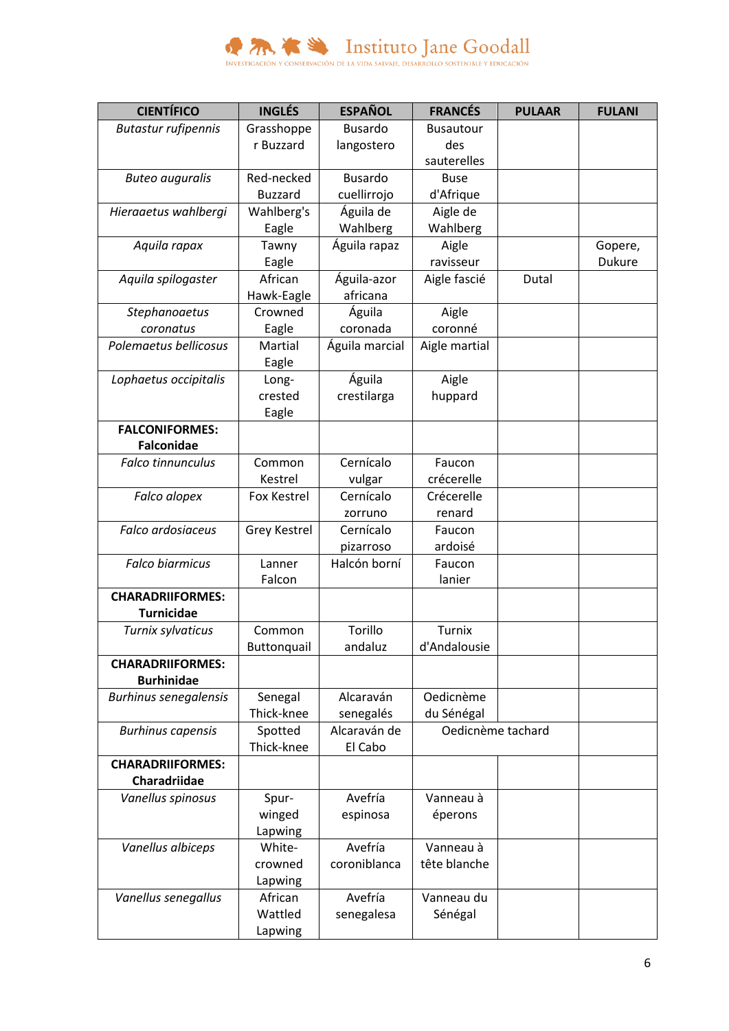| CIENTÍFICO | INGLÉS | ESPAÑOL | FRANCÉS | PULAAR | FULANI |
|---|---|---|---|---|---|
| *Butastur rufipennis* | Grasshopper Buzzard | Busardo langostero | Busautour des sauterelles | | |
| *Buteo auguralis* | Red-necked Buzzard | Busardo cuellirrojo | Buse d'Afrique | | |
| *Hieraaetus wahlbergi* | Wahlberg's Eagle | Águila de Wahlberg | Aigle de Wahlberg | | |
| *Aquila rapax* | Tawny Eagle | Águila rapaz | Aigle ravisseur | | Gopere, Dukure |
| *Aquila spilogaster* | African Hawk-Eagle | Águila-azor africana | Aigle fascié | Dutal | |
| *Stephanoaetus coronatus* | Crowned Eagle | Águila coronada | Aigle couronné | | |
| *Polemaetus bellicosus* | Martial Eagle | Águila marcial | Aigle martial | | |
| *Lophaetus occipitalis* | Long-crested Eagle | Águila crestilarga | Aigle huppard | | |
| **FALCONIFORMES: Falconidae** | | | | | |
| *Falco tinnunculus* | Common Kestrel | Cernícalo vulgar | Faucon crécerelle | | |
| *Falco alopex* | Fox Kestrel | Cernícalo zorruno | Crécerelle renard | | |
| *Falco ardosiaceus* | Grey Kestrel | Cernícalo pizarroso | Faucon ardoisé | | |
| *Falco biarmicus* | Lanner Falcon | Halcón borní | Faucon lanier | | |
| **CHARADRIIFORMES: Turnicidae** | | | | | |
| *Turnix sylvaticus* | Common Buttonquail | Torillo andaluz | Turnix d'Andalousie | | |
| **CHARADRIIFORMES: Burhinidae** | | | | | |
| *Burhinus senegalensis* | Senegal Thick-knee | Alcaraván senegalés | Oedicnème du Sénégal | | |
| *Burhinus capensis* | Spotted Thick-knee | Alcaraván de El Cabo | Oedicnème tachard | | |
| **CHARADRIIFORMES: Charadriidae** | | | | | |
| *Vanellus spinosus* | Spur-winged Lapwing | Avefría espinosa | Vanneau à éperons | | |
| *Vanellus albiceps* | White-crowned Lapwing | Avefría coroniblanca | Vanneau à tête blanche | | |
| *Vanellus senegallus* | African Wattled Lapwing | Avefría senegalesa | Vanneau du Sénégal | | |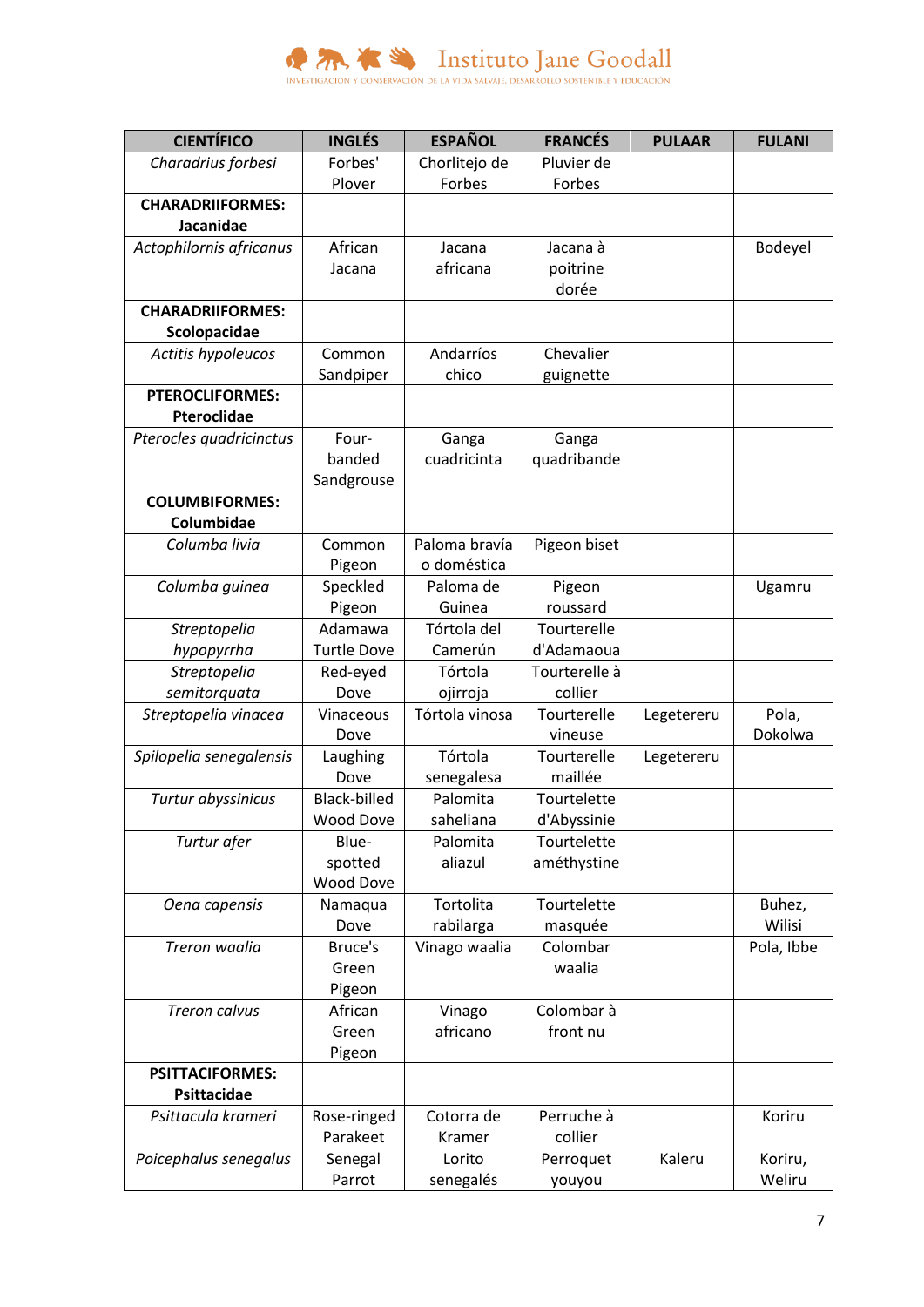| CIENTÍFICO | INGLÉS | ESPAÑOL | FRANCÉS | PULAAR | FULANI |
|---|---|---|---|---|---|
| *Charadrius forbesi* | Forbes' Plover | Chorlitejo de Forbes | Pluvier de Forbes | | |
| **CHARADRIIFORMES: Jacanidae** | | | | | |
| *Actophilornis africanus* | African Jacana | Jacana africana | Jacana à poitrine dorée | | Bodeyel |
| **CHARADRIIFORMES: Scolopacidae** | | | | | |
| *Actitis hypoleucos* | Common Sandpiper | Andarríos chico | Chevalier guignette | | |
| **PTEROCLIFORMES: Pteroclidae** | | | | | |
| *Pterocles quadricinctus* | Four-banded Sandgrouse | Ganga cuadricinta | Ganga quadribande | | |
| **COLUMBIFORMES: Columbidae** | | | | | |
| *Columba livia* | Common Pigeon | Paloma bravía o doméstica | Pigeon biset | | |
| *Columba guinea* | Speckled Pigeon | Paloma de Guinea | Pigeon roussard | | Ugamru |
| *Streptopelia hypopyrrha* | Adamawa Turtle Dove | Tórtola del Camerún | Tourterelle d'Adamaoua | | |
| *Streptopelia semitorquata* | Red-eyed Dove | Tórtola ojirroja | Tourterelle à collier | | |
| *Streptopelia vinacea* | Vinaceous Dove | Tórtola vinosa | Tourterelle vineuse | Legetereru | Pola, Dokolwa |
| *Spilopelia senegalensis* | Laughing Dove | Tórtola senegalesa | Tourterelle maillée | Legetereru | |
| *Turtur abyssinicus* | Black-billed Wood Dove | Palomita saheliana | Tourtelette d'Abyssinie | | |
| *Turtur afer* | Blue-spotted Wood Dove | Palomita aliazul | Tourtelette améthystine | | |
| *Oena capensis* | Namaqua Dove | Tortolita rabilarga | Tourtelette masquée | | Buhez, Wilisi |
| *Treron waalia* | Bruce's Green Pigeon | Vinago waalia | Colombar waalia | | Pola, Ibbe |
| *Treron calvus* | African Green Pigeon | Vinago africano | Colombar à front nu | | |
| **PSITTACIFORMES: Psittacidae** | | | | | |
| *Psittacula krameri* | Rose-ringed Parakeet | Cotorra de Kramer | Perruche à collier | | Koriru |
| *Poicephalus senegalus* | Senegal Parrot | Lorito senegalés | Perroquet youyou | Kaleru | Koriru, Weliru |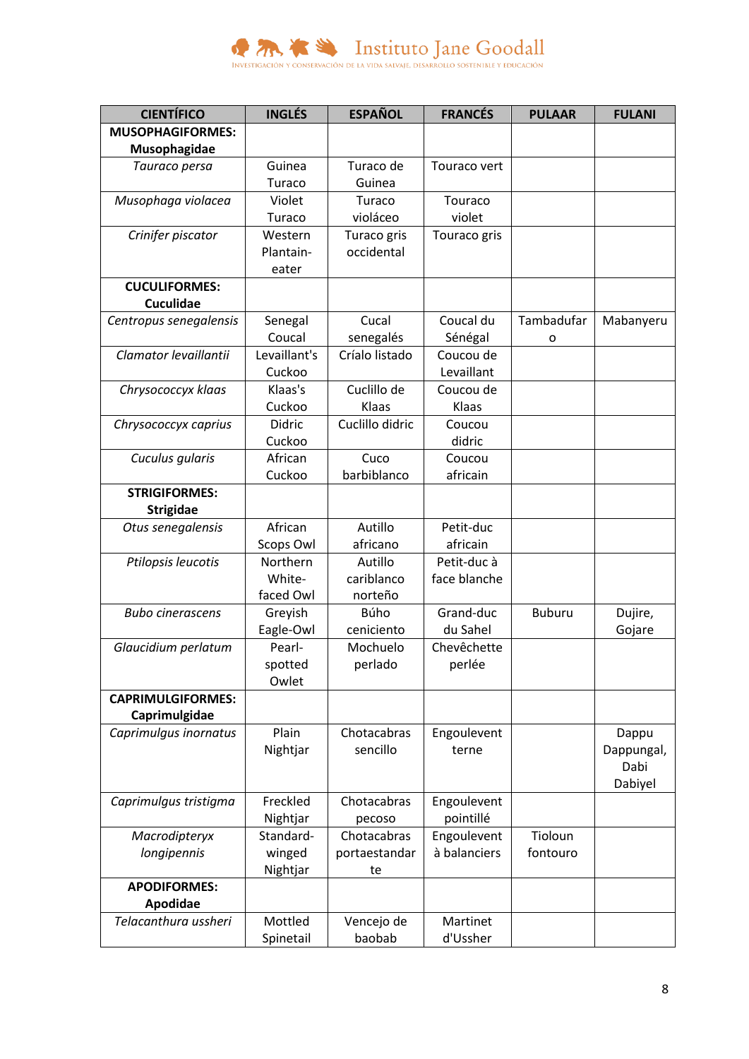| CIENTÍFICO | INGLÉS | ESPAÑOL | FRANCÉS | PULAAR | FULANI |
|---|---|---|---|---|---|
| **MUSOPHAGIFORMES: Musophagidae** | | | | | |
| *Tauraco persa* | Guinea Turaco | Turaco de Guinea | Touraco vert | | |
| *Musophaga violacea* | Violet Turaco | Turaco violáceo | Touraco violet | | |
| *Crinifer piscator* | Western Plantain-eater | Turaco gris occidental | Touraco gris | | |
| **CUCULIFORMES: Cuculidae** | | | | | |
| *Centropus senegalensis* | Senegal Coucal | Cucal senegalés | Coucal du Sénégal | Tambadufaro | Mabanyeru |
| *Clamator levaillantii* | Levaillant's Cuckoo | Críalo listado | Coucou de Levaillant | | |
| *Chrysococcyx klaas* | Klaas's Cuckoo | Cuclillo de Klaas | Coucou de Klaas | | |
| *Chrysococcyx caprius* | Didric Cuckoo | Cuclillo didric | Coucou didric | | |
| *Cuculus gularis* | African Cuckoo | Cuco barbiblanco | Coucou africain | | |
| **STRIGIFORMES: Strigidae** | | | | | |
| *Otus senegalensis* | African Scops Owl | Autillo africano | Petit-duc africain | | |
| *Ptilopsis leucotis* | Northern White-faced Owl | Autillo cariblanco norteño | Petit-duc à face blanche | | |
| *Bubo cinerascens* | Greyish Eagle-Owl | Búho ceniciento | Grand-duc du Sahel | Buburu | Dujire, Gojare |
| *Glaucidium perlatum* | Pearl-spotted Owlet | Mochuelo perlado | Chevêchette perlée | | |
| **CAPRIMULGIFORMES: Caprimulgidae** | | | | | |
| *Caprimulgus inornatus* | Plain Nightjar | Chotacabras sencillo | Engoulevent terne | | Dappu Dappungal, Dabi Dabiyel |
| *Caprimulgus tristigma* | Freckled Nightjar | Chotacabras pecoso | Engoulevent pointillé | | |
| *Macrodipteryx longipennis* | Standard-winged Nightjar | Chotacabras portaestandarte | Engoulevent à balanciers | Tioloun fontouro | |
| **APODIFORMES: Apodidae** | | | | | |
| *Telacanthura ussheri* | Mottled Spinetail | Vencejo de baobab | Martinet d'Ussher | | |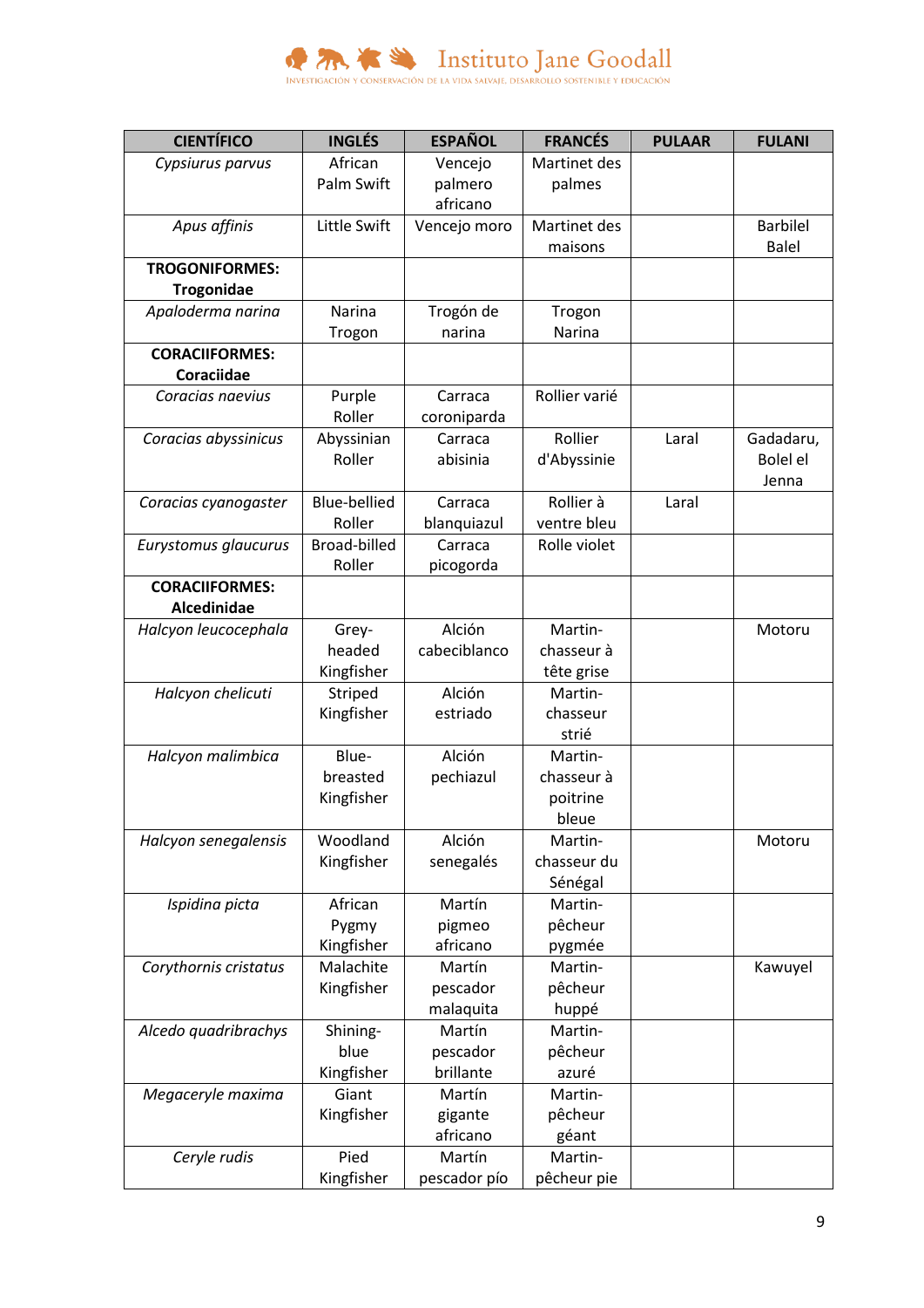| CIENTÍFICO | INGLÉS | ESPAÑOL | FRANCÉS | PULAAR | FULANI |
|---|---|---|---|---|---|
| *Cypsiurus parvus* | African Palm Swift | Vencejo palmero africano | Martinet des palmes | | |
| *Apus affinis* | Little Swift | Vencejo moro | Martinet des maisons | | Barbilel Balel |
| **TROGONIFORMES: Trogonidae** | | | | | |
| *Apaloderma narina* | Narina Trogon | Trogón de narina | Trogon Narina | | |
| **CORACIIFORMES: Coraciidae** | | | | | |
| *Coracias naevius* | Purple Roller | Carraca coroniparda | Rollier varié | | |
| *Coracias abyssinicus* | Abyssinian Roller | Carraca abisinia | Rollier d'Abyssinie | Laral | Gadadaru, Bolel el Jenna |
| *Coracias cyanogaster* | Blue-bellied Roller | Carraca blanquiazul | Rollier à ventre bleu | Laral | |
| *Eurystomus glaucurus* | Broad-billed Roller | Carraca picogorda | Rolle violet | | |
| **CORACIIFORMES: Alcedinidae** | | | | | |
| *Halcyon leucocephala* | Grey-headed Kingfisher | Alción cabeciblanco | Martin-chasseur à tête grise | | Motoru |
| *Halcyon chelicuti* | Striped Kingfisher | Alción estriado | Martin-chasseur strié | | |
| *Halcyon malimbica* | Blue-breasted Kingfisher | Alción pechiazul | Martin-chasseur à poitrine bleue | | |
| *Halcyon senegalensis* | Woodland Kingfisher | Alción senegalés | Martin-chasseur du Sénégal | | Motoru |
| *Ispidina picta* | African Pygmy Kingfisher | Martín pigmeo africano | Martin-pêcheur pygmée | | |
| *Corythornis cristatus* | Malachite Kingfisher | Martín pescador malaquita | Martin-pêcheur huppé | | Kawuyel |
| *Alcedo quadribrachys* | Shining-blue Kingfisher | Martín pescador brillante | Martin-pêcheur azuré | | |
| *Megaceryle maxima* | Giant Kingfisher | Martín gigante africano | Martin-pêcheur géant | | |
| *Ceryle rudis* | Pied Kingfisher | Martín pescador pío | Martin-pêcheur pie | | |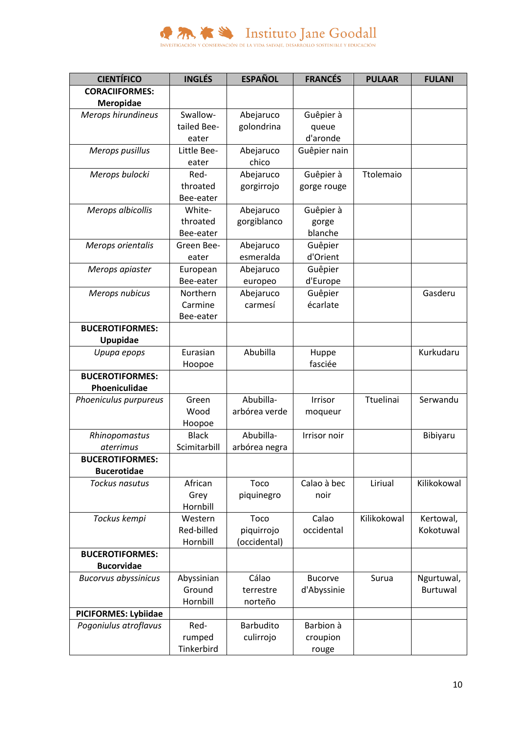Instituto Jane Goodall
INVESTIGACIÓN Y CONSERVACIÓN DE LA VIDA SALVAJE, DESARROLLO SOSTENIBLE Y EDUCACIÓN

| CIENTÍFICO | INGLÉS | ESPAÑOL | FRANCÉS | PULAAR | FULANI |
|---|---|---|---|---|---|
| **CORACIIFORMES: Meropidae** | | | | | |
| *Merops hirundineus* | Swallow-tailed Bee-eater | Abejaruco golondrina | Guêpier à queue d'aronde | | |
| *Merops pusillus* | Little Bee-eater | Abejaruco chico | Guêpier nain | | |
| *Merops bulocki* | Red-throated Bee-eater | Abejaruco gorgirrojo | Guêpier à gorge rouge | Ttolemaio | |
| *Merops albicollis* | White-throated Bee-eater | Abejaruco gorgiblanco | Guêpier à gorge blanche | | |
| *Merops orientalis* | Green Bee-eater | Abejaruco esmeralda | Guêpier d'Orient | | |
| *Merops apiaster* | European Bee-eater | Abejaruco europeo | Guêpier d'Europe | | |
| *Merops nubicus* | Northern Carmine Bee-eater | Abejaruco carmesí | Guêpier écarlate | | Gasderu |
| **BUCEROTIFORMES: Upupidae** | | | | | |
| *Upupa epops* | Eurasian Hoopoe | Abubilla | Huppe fasciée | | Kurkudaru |
| **BUCEROTIFORMES: Phoeniculidae** | | | | | |
| *Phoeniculus purpureus* | Green Wood Hoopoe | Abubilla-arbórea verde | Irrisor moqueur | Ttuelinai | Serwandu |
| *Rhinopomastus aterrimus* | Black Scimitarbill | Abubilla-arbórea negra | Irrisor noir | | Bibiyaru |
| **BUCEROTIFORMES: Bucerotidae** | | | | | |
| *Tockus nasutus* | African Grey Hornbill | Toco piquinegro | Calao à bec noir | Liriual | Kilikokowal |
| *Tockus kempi* | Western Red-billed Hornbill | Toco piquirrojo (occidental) | Calao occidental | Kilikokowal | Kertowal, Kokotuwal |
| **BUCEROTIFORMES: Bucorvidae** | | | | | |
| *Bucorvus abyssinicus* | Abyssinian Ground Hornbill | Cálao terrestre norteño | Bucorve d'Abyssinie | Surua | Ngurtuwal, Burtuwal |
| **PICIFORMES: Lybiidae** | | | | | |
| *Pogoniulus atroflavus* | Red-rumped Tinkerbird | Barbudito culirrojo | Barbion à croupion rouge | | |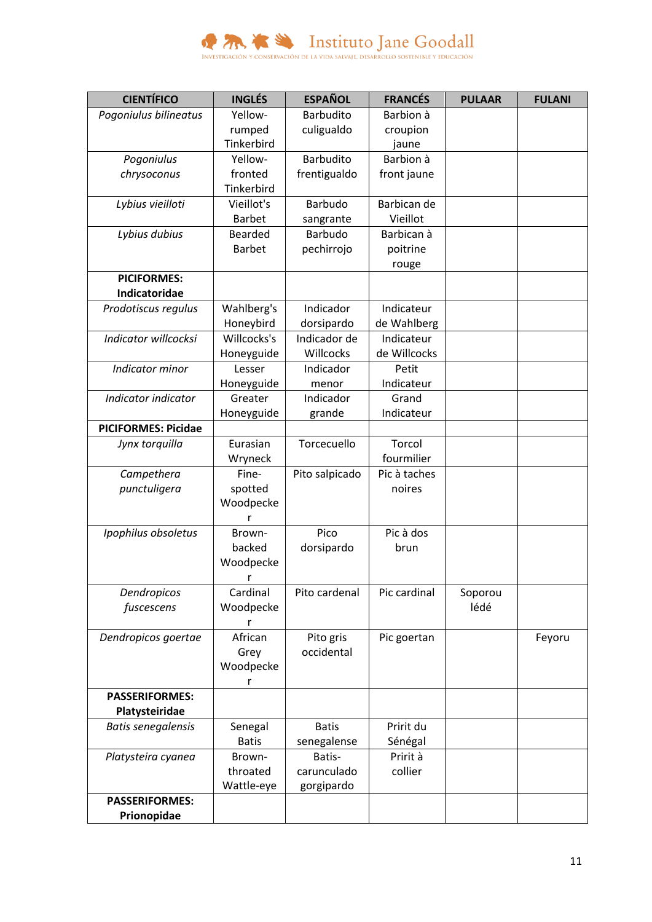Instituto Jane Goodall
INVESTIGACIÓN Y CONSERVACIÓN DE LA VIDA SALVAJE, DESARROLLO SOSTENIBLE Y EDUCACIÓN

| CIENTÍFICO | INGLÉS | ESPAÑOL | FRANCÉS | PULAAR | FULANI |
|---|---|---|---|---|---|
| *Pogoniulus bilineatus* | Yellow-rumped Tinkerbird | Barbudito culigualdo | Barbion à croupion jaune | | |
| *Pogoniulus chrysoconus* | Yellow-fronted Tinkerbird | Barbudito frentigualdo | Barbion à front jaune | | |
| *Lybius vieilloti* | Vieillot's Barbet | Barbudo sangrante | Barbican de Vieillot | | |
| *Lybius dubius* | Bearded Barbet | Barbudo pechirrojo | Barbican à poitrine rouge | | |
| **PICIFORMES: Indicatoridae** | | | | | |
| *Prodotiscus regulus* | Wahlberg's Honeybird | Indicador dorsipardo | Indicateur de Wahlberg | | |
| *Indicator willcocksi* | Willcocks's Honeyguide | Indicador de Willcocks | Indicateur de Willcocks | | |
| *Indicator minor* | Lesser Honeyguide | Indicador menor | Petit Indicateur | | |
| *Indicator indicator* | Greater Honeyguide | Indicador grande | Grand Indicateur | | |
| **PICIFORMES: Picidae** | | | | | |
| *Jynx torquilla* | Eurasian Wryneck | Torcecuello | Torcol fourmilier | | |
| *Campethera punctuligera* | Fine-spotted Woodpecker | Pito salpicado | Pic à taches noires | | |
| *Ipophilus obsoletus* | Brown-backed Woodpecker | Pico dorsipardo | Pic à dos brun | | |
| *Dendropicos fuscescens* | Cardinal Woodpecker | Pito cardenal | Pic cardinal | Soporou lédé | |
| *Dendropicos goertae* | African Grey Woodpecker | Pito gris occidental | Pic goertan | | Feyoru |
| **PASSERIFORMES: Platysteiridae** | | | | | |
| *Batis senegalensis* | Senegal Batis | Batis senegalense | Pririt du Sénégal | | |
| *Platysteira cyanea* | Brown-throated Wattle-eye | Batis-carunculado gorgipardo | Pririt à collier | | |
| **PASSERIFORMES: Prionopidae** | | | | | |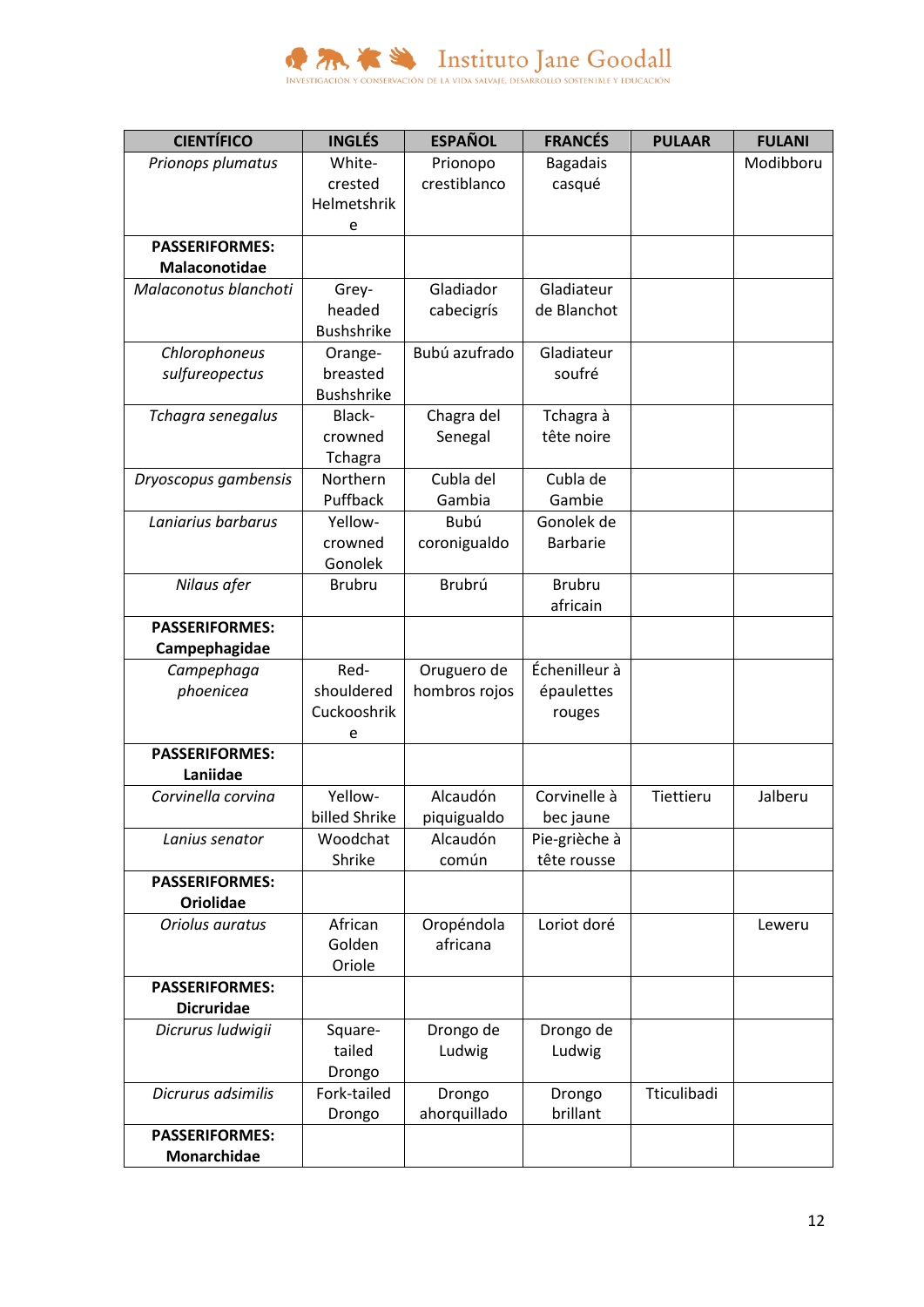| CIENTÍFICO | INGLÉS | ESPAÑOL | FRANCÉS | PULAAR | FULANI |
|---|---|---|---|---|---|
| *Prionops plumatus* | White-crested Helmetshrike | Prionopo crestiblanco | Bagadais casqué | | Modibboru |
| **PASSERIFORMES: Malaconotidae** | | | | | |
| *Malaconotus blanchoti* | Grey-headed Bushshrike | Gladiador cabecigrís | Gladiateur de Blanchot | | |
| *Chlorophoneus sulfureopectus* | Orange-breasted Bushshrike | Bubú azufrado | Gladiateur soufré | | |
| *Tchagra senegalus* | Black-crowned Tchagra | Chagra del Senegal | Tchagra à tête noire | | |
| *Dryoscopus gambensis* | Northern Puffback | Cubla del Gambia | Cubla de Gambie | | |
| *Laniarius barbarus* | Yellow-crowned Gonolek | Bubú coronigualdo | Gonolek de Barbarie | | |
| *Nilaus afer* | Brubru | Brubrú | Brubru africain | | |
| **PASSERIFORMES: Campephagidae** | | | | | |
| *Campephaga phoenicea* | Red-shouldered Cuckooshrike | Oruguero de hombros rojos | Échenilleur à épaulettes rouges | | |
| **PASSERIFORMES: Laniidae** | | | | | |
| *Corvinella corvina* | Yellow-billed Shrike | Alcaudón piquigualdo | Corvinelle à bec jaune | Tiettieru | Jalberu |
| *Lanius senator* | Woodchat Shrike | Alcaudón común | Pie-grièche à tête rousse | | |
| **PASSERIFORMES: Oriolidae** | | | | | |
| *Oriolus auratus* | African Golden Oriole | Oropéndola africana | Loriot doré | | Leweru |
| **PASSERIFORMES: Dicruridae** | | | | | |
| *Dicrurus ludwigii* | Square-tailed Drongo | Drongo de Ludwig | Drongo de Ludwig | | |
| *Dicrurus adsimilis* | Fork-tailed Drongo | Drongo ahorquillado | Drongo brillant | Tticulibadi | |
| **PASSERIFORMES: Monarchidae** | | | | | |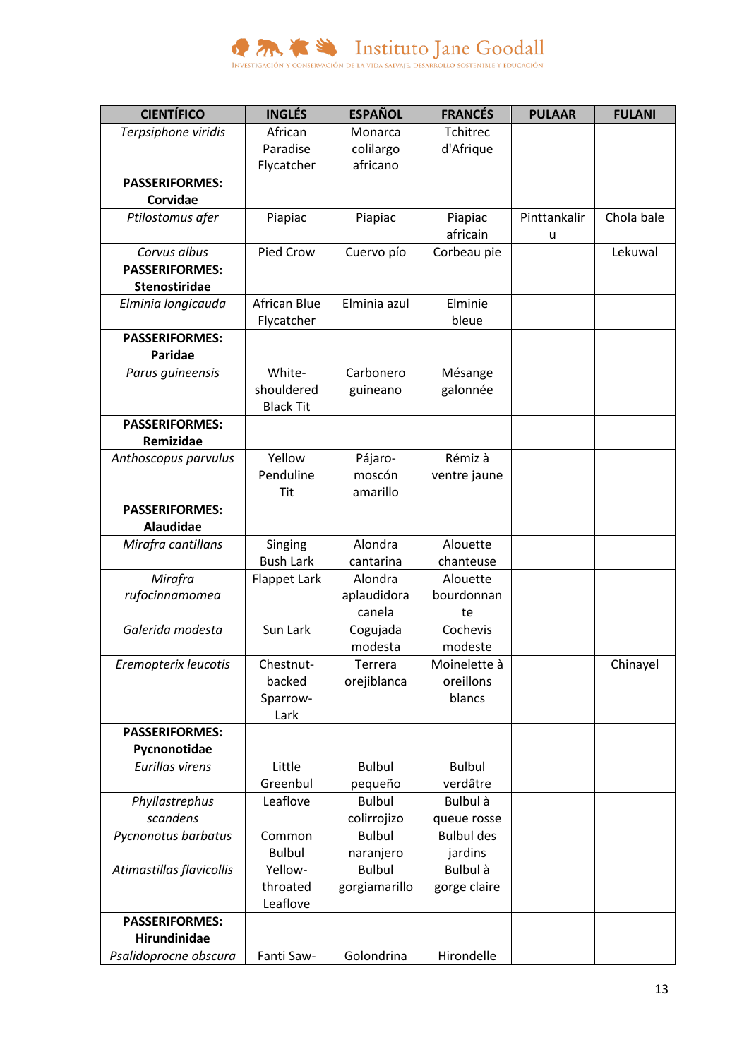| CIENTÍFICO | INGLÉS | ESPAÑOL | FRANCÉS | PULAAR | FULANI |
|---|---|---|---|---|---|
| *Terpsiphone viridis* | African Paradise Flycatcher | Monarca colilargo africano | Tchitrec d'Afrique | | |
| **PASSERIFORMES: Corvidae** | | | | | |
| *Ptilostomus afer* | Piapiac | Piapiac | Piapiac africain | Pinttankaliru | Chola bale |
| *Corvus albus* | Pied Crow | Cuervo pío | Corbeau pie | | Lekuwal |
| **PASSERIFORMES: Stenostiridae** | | | | | |
| *Elminia longicauda* | African Blue Flycatcher | Elminia azul | Elminie bleue | | |
| **PASSERIFORMES: Paridae** | | | | | |
| *Parus guineensis* | White-shouldered Black Tit | Carbonero guineano | Mésange galonnée | | |
| **PASSERIFORMES: Remizidae** | | | | | |
| *Anthoscopus parvulus* | Yellow Penduline Tit | Pájaro-moscón amarillo | Rémiz à ventre jaune | | |
| **PASSERIFORMES: Alaudidae** | | | | | |
| *Mirafra cantillans* | Singing Bush Lark | Alondra cantarina | Alouette chanteuse | | |
| *Mirafra rufocinnamomea* | Flappet Lark | Alondra aplaudidora canela | Alouette bourdonnante | | |
| *Galerida modesta* | Sun Lark | Cogujada modesta | Cochevis modeste | | |
| *Eremopterix leucotis* | Chestnut-backed Sparrow-Lark | Terrera orejiblanca | Moinelette à oreillons blancs | | Chinayel |
| **PASSERIFORMES: Pycnonotidae** | | | | | |
| *Eurillas virens* | Little Greenbul | Bulbul pequeño | Bulbul verdâtre | | |
| *Phyllastrephus scandens* | Leaflove | Bulbul colirrojizo | Bulbul à queue rosse | | |
| *Pycnonotus barbatus* | Common Bulbul | Bulbul naranjero | Bulbul des jardins | | |
| *Atimastillas flavicollis* | Yellow-throated Leaflove | Bulbul gorgiamarillo | Bulbul à gorge claire | | |
| **PASSERIFORMES: Hirundinidae** | | | | | |
| *Psalidoprocne obscura* | Fanti Saw- | Golondrina | Hirondelle | | |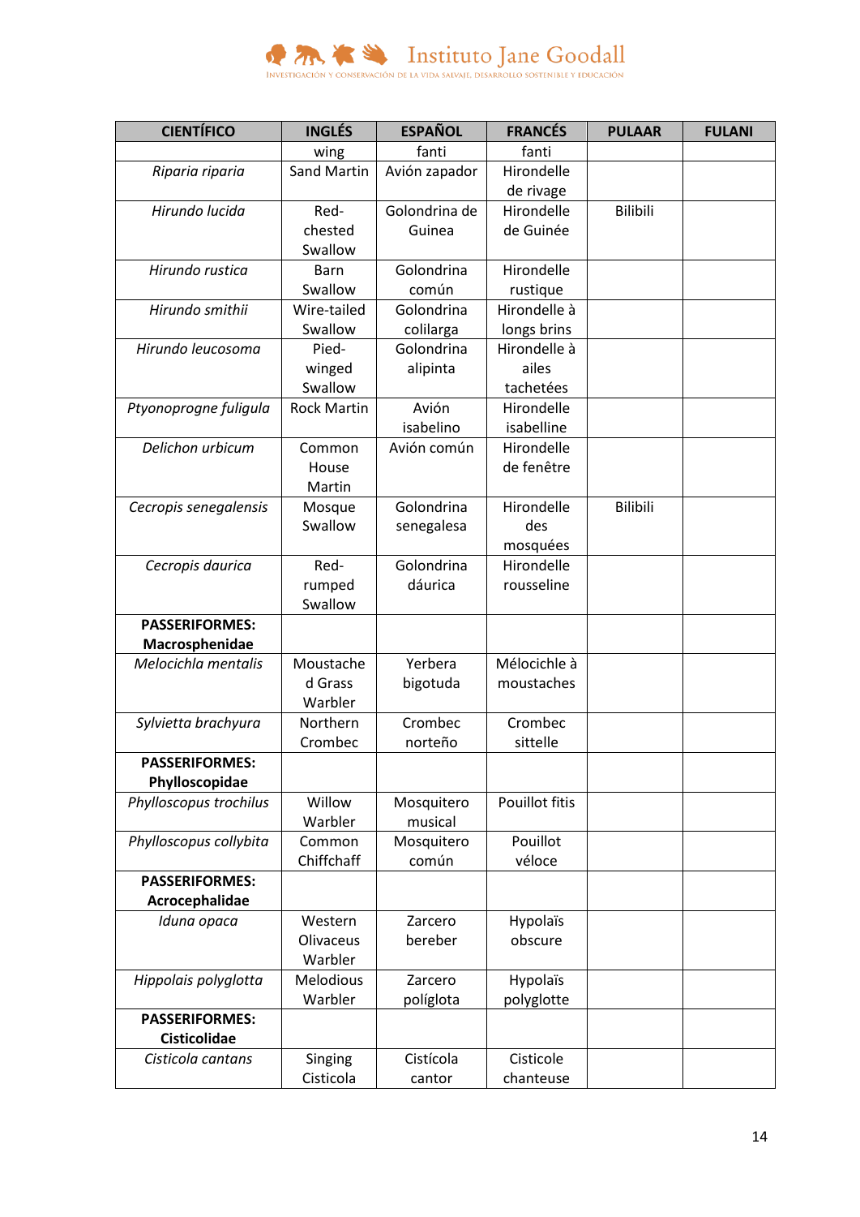**Instituto Jane Goodall**
INVESTIGACIÓN Y CONSERVACIÓN DE LA VIDA SALVAJE, DESARROLLO SOSTENIBLE Y EDUCACIÓN

| CIENTÍFICO | INGLÉS | ESPAÑOL | FRANCÉS | PULAAR | FULANI |
|---|---|---|---|---|---|
| | wing | fanti | fanti | | |
| *Riparia riparia* | Sand Martin | Avión zapador | Hirondelle de rivage | | |
| *Hirundo lucida* | Red-chested Swallow | Golondrina de Guinea | Hirondelle de Guinée | Bilibili | |
| *Hirundo rustica* | Barn Swallow | Golondrina común | Hirondelle rustique | | |
| *Hirundo smithii* | Wire-tailed Swallow | Golondrina colilarga | Hirondelle à longs brins | | |
| *Hirundo leucosoma* | Pied-winged Swallow | Golondrina alipinta | Hirondelle à ailes tachetées | | |
| *Ptyonoprogne fuligula* | Rock Martin | Avión isabelino | Hirondelle isabelline | | |
| *Delichon urbicum* | Common House Martin | Avión común | Hirondelle de fenêtre | | |
| *Cecropis senegalensis* | Mosque Swallow | Golondrina senegalesa | Hirondelle des mosquées | Bilibili | |
| *Cecropis daurica* | Red-rumped Swallow | Golondrina dáurica | Hirondelle rousseline | | |
| **PASSERIFORMES: Macrosphenidae** | | | | | |
| *Melocichla mentalis* | Moustached Grass Warbler | Yerbera bigotuda | Mélocichle à moustaches | | |
| *Sylvietta brachyura* | Northern Crombec | Crombec norteño | Crombec sittelle | | |
| **PASSERIFORMES: Phylloscopidae** | | | | | |
| *Phylloscopus trochilus* | Willow Warbler | Mosquitero musical | Pouillot fitis | | |
| *Phylloscopus collybita* | Common Chiffchaff | Mosquitero común | Pouillot véloce | | |
| **PASSERIFORMES: Acrocephalidae** | | | | | |
| *Iduna opaca* | Western Olivaceus Warbler | Zarcero bereber | Hypolaïs obscure | | |
| *Hippolais polyglotta* | Melodious Warbler | Zarcero políglota | Hypolaïs polyglotte | | |
| **PASSERIFORMES: Cisticolidae** | | | | | |
| *Cisticola cantans* | Singing Cisticola | Cistícola cantor | Cisticole chanteuse | | |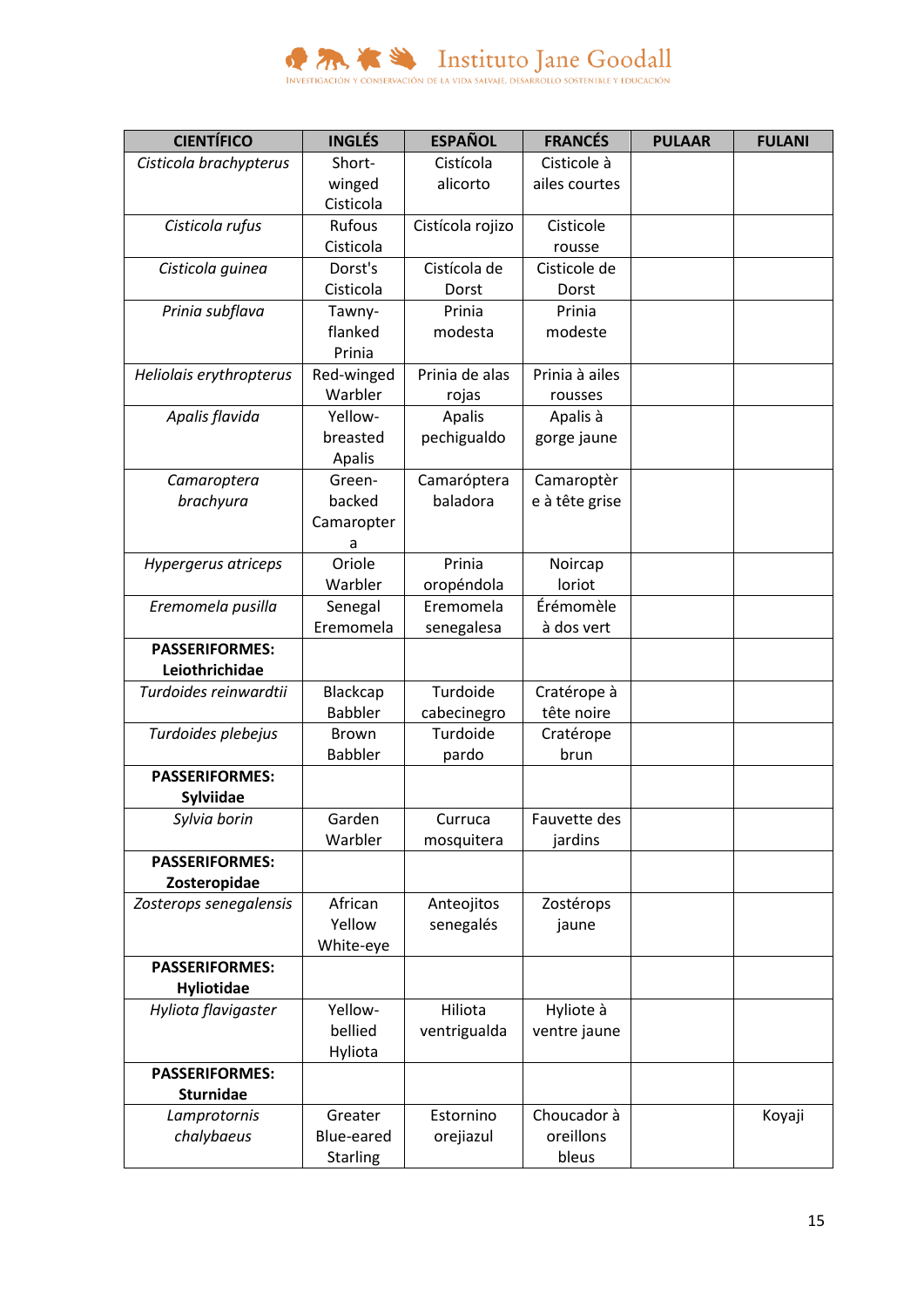| CIENTÍFICO | INGLÉS | ESPAÑOL | FRANCÉS | PULAAR | FULANI |
|---|---|---|---|---|---|
| *Cisticola brachypterus* | Short-winged Cisticola | Cistícola alicorto | Cisticole à ailes courtes | | |
| *Cisticola rufus* | Rufous Cisticola | Cistícola rojizo | Cisticole rousse | | |
| *Cisticola guinea* | Dorst's Cisticola | Cistícola de Dorst | Cisticole de Dorst | | |
| *Prinia subflava* | Tawny-flanked Prinia | Prinia modesta | Prinia modeste | | |
| *Heliolais erythropterus* | Red-winged Warbler | Prinia de alas rojas | Prinia à ailes rousses | | |
| *Apalis flavida* | Yellow-breasted Apalis | Apalis pechigualdo | Apalis à gorge jaune | | |
| *Camaroptera brachyura* | Green-backed Camaroptera | Camaróptera baladora | Camaroptère à tête grise | | |
| *Hypergerus atriceps* | Oriole Warbler | Prinia oropéndola | Noircap loriot | | |
| *Eremomela pusilla* | Senegal Eremomela | Eremomela senegalesa | Érémomèle à dos vert | | |
| **PASSERIFORMES: Leiothrichidae** | | | | | |
| *Turdoides reinwardtii* | Blackcap Babbler | Turdoide cabecinegro | Cratérope à tête noire | | |
| *Turdoides plebejus* | Brown Babbler | Turdoide pardo | Cratérope brun | | |
| **PASSERIFORMES: Sylviidae** | | | | | |
| *Sylvia borin* | Garden Warbler | Curruca mosquitera | Fauvette des jardins | | |
| **PASSERIFORMES: Zosteropidae** | | | | | |
| *Zosterops senegalensis* | African Yellow White-eye | Anteojitos senegalés | Zostérops jaune | | |
| **PASSERIFORMES: Hyliotidae** | | | | | |
| *Hyliota flavigaster* | Yellow-bellied Hyliota | Hiliota ventrigualda | Hyliote à ventre jaune | | |
| **PASSERIFORMES: Sturnidae** | | | | | |
| *Lamprotornis chalybaeus* | Greater Blue-eared Starling | Estornino orejiazul | Choucador à oreillons bleus | | Koyaji |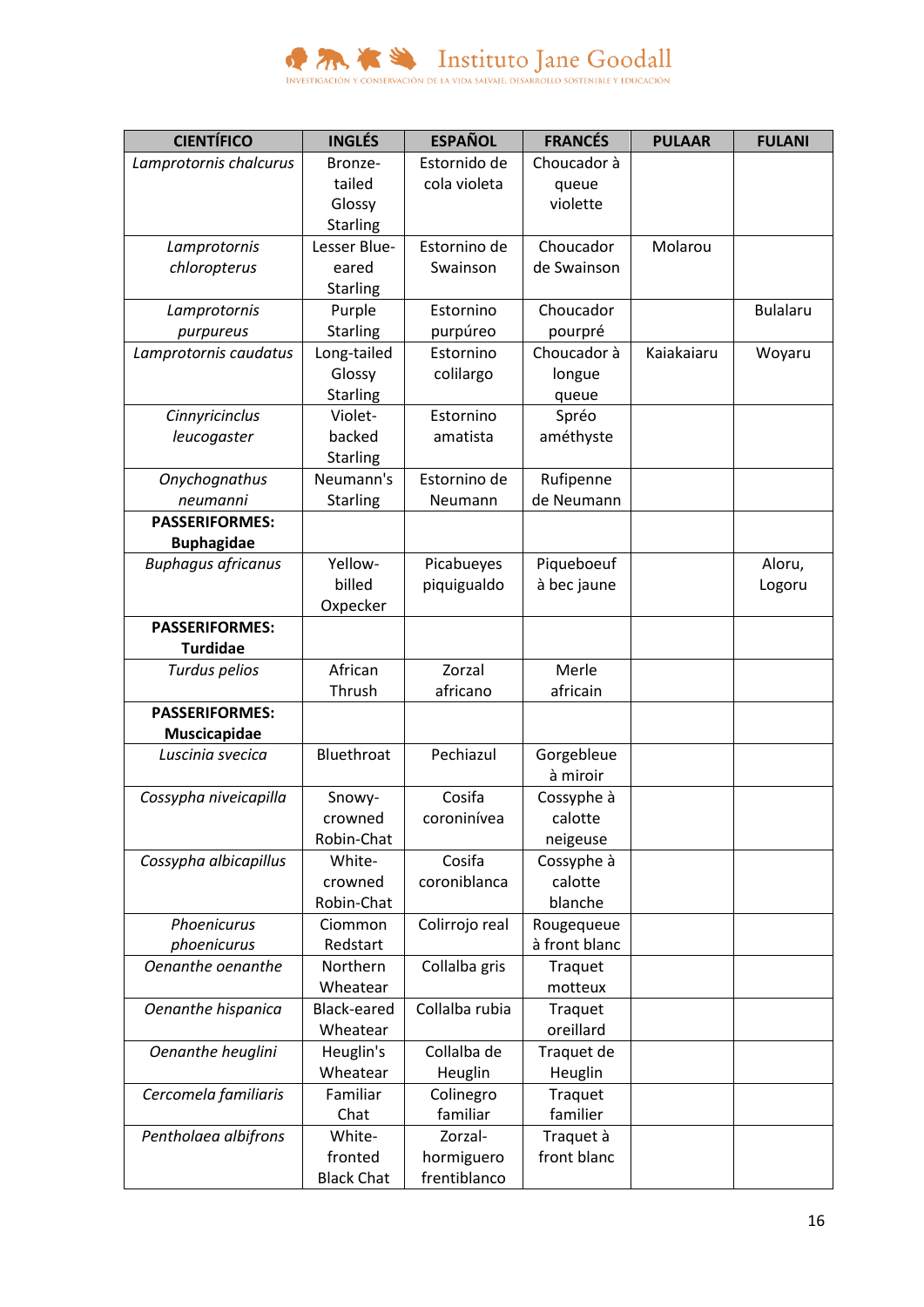| CIENTÍFICO | INGLÉS | ESPAÑOL | FRANCÉS | PULAAR | FULANI |
|---|---|---|---|---|---|
| *Lamprotornis chalcurus* | Bronze-tailed Glossy Starling | Estornido de cola violeta | Choucador à queue violette | | |
| *Lamprotornis chloropterus* | Lesser Blue-eared Starling | Estornino de Swainson | Choucador de Swainson | Molarou | |
| *Lamprotornis purpureus* | Purple Starling | Estornino purpúreo | Choucador pourpré | | Bulalaru |
| *Lamprotornis caudatus* | Long-tailed Glossy Starling | Estornino colilargo | Choucador à longue queue | Kaiakaiaru | Woyaru |
| *Cinnyricinclus leucogaster* | Violet-backed Starling | Estornino amatista | Spréo améthyste | | |
| *Onychognathus neumanni* | Neumann's Starling | Estornino de Neumann | Rufipenne de Neumann | | |
| **PASSERIFORMES: Buphagidae** | | | | | |
| *Buphagus africanus* | Yellow-billed Oxpecker | Picabueyes piquigualdo | Piqueboeuf à bec jaune | | Aloru, Logoru |
| **PASSERIFORMES: Turdidae** | | | | | |
| *Turdus pelios* | African Thrush | Zorzal africano | Merle africain | | |
| **PASSERIFORMES: Muscicapidae** | | | | | |
| *Luscinia svecica* | Bluethroat | Pechiazul | Gorgebleue à miroir | | |
| *Cossypha niveicapilla* | Snowy-crowned Robin-Chat | Cosifa coronínívea | Cossyphe à calotte neigeuse | | |
| *Cossypha albicapillus* | White-crowned Robin-Chat | Cosifa coroniblanca | Cossyphe à calotte blanche | | |
| *Phoenicurus phoenicurus* | Ciommon Redstart | Colirrojo real | Rougequeue à front blanc | | |
| *Oenanthe oenanthe* | Northern Wheatear | Collalba gris | Traquet motteux | | |
| *Oenanthe hispanica* | Black-eared Wheatear | Collalba rubia | Traquet oreillard | | |
| *Oenanthe heuglini* | Heuglin's Wheatear | Collalba de Heuglin | Traquet de Heuglin | | |
| *Cercomela familiaris* | Familiar Chat | Colinegro familiar | Traquet familier | | |
| *Pentholaea albifrons* | White-fronted Black Chat | Zorzal-hormiguero frentiblanco | Traquet à front blanc | | |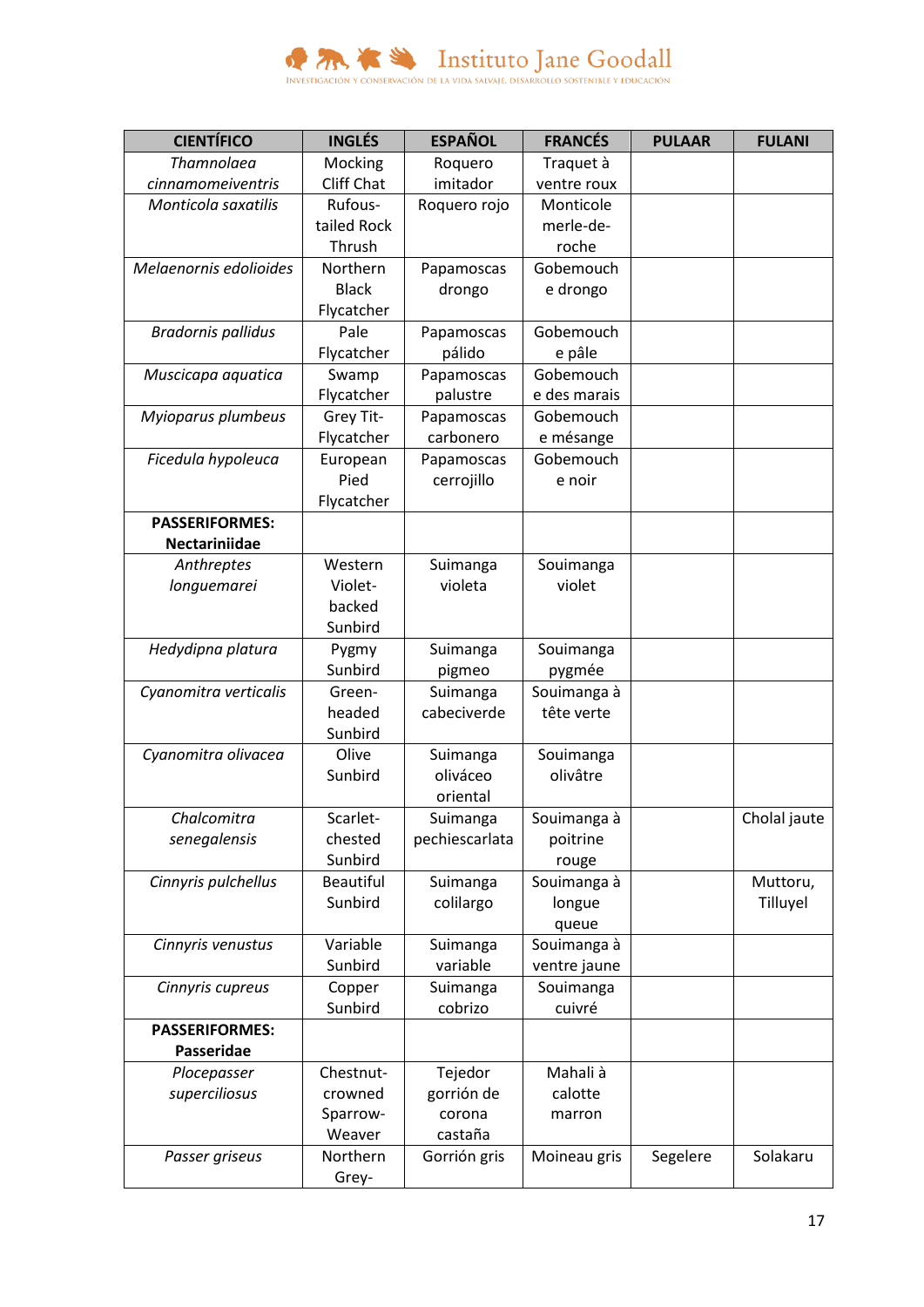| CIENTÍFICO | INGLÉS | ESPAÑOL | FRANCÉS | PULAAR | FULANI |
|---|---|---|---|---|---|
| *Thamnolaea cinnamomeiventris* | Mocking Cliff Chat | Roquero imitador | Traquet à ventre roux | | |
| *Monticola saxatilis* | Rufous-tailed Rock Thrush | Roquero rojo | Monticole merle-de-roche | | |
| *Melaenornis edolioides* | Northern Black Flycatcher | Papamoscas drongo | Gobemouche drongo | | |
| *Bradornis pallidus* | Pale Flycatcher | Papamoscas pálido | Gobemouche pâle | | |
| *Muscicapa aquatica* | Swamp Flycatcher | Papamoscas palustre | Gobemouche des marais | | |
| *Myioparus plumbeus* | Grey Tit-Flycatcher | Papamoscas carbonero | Gobemouche mésange | | |
| *Ficedula hypoleuca* | European Pied Flycatcher | Papamoscas cerrojillo | Gobemouche noir | | |
| **PASSERIFORMES: Nectariniidae** | | | | | |
| *Anthreptes longuemarei* | Western Violet-backed Sunbird | Suimanga violeta | Souimanga violet | | |
| *Hedydipna platura* | Pygmy Sunbird | Suimanga pigmeo | Souimanga pygmée | | |
| *Cyanomitra verticalis* | Green-headed Sunbird | Suimanga cabeciverde | Souimanga à tête verte | | |
| *Cyanomitra olivacea* | Olive Sunbird | Suimanga oliváceo oriental | Souimanga olivâtre | | |
| *Chalcomitra senegalensis* | Scarlet-chested Sunbird | Suimanga pechiescarlata | Souimanga à poitrine rouge | | Cholal jaute |
| *Cinnyris pulchellus* | Beautiful Sunbird | Suimanga colilargo | Souimanga à longue queue | | Muttoru, Tilluyel |
| *Cinnyris venustus* | Variable Sunbird | Suimanga variable | Souimanga à ventre jaune | | |
| *Cinnyris cupreus* | Copper Sunbird | Suimanga cobrizo | Souimanga cuivré | | |
| **PASSERIFORMES: Passeridae** | | | | | |
| *Plocepasser superciliosus* | Chestnut-crowned Sparrow-Weaver | Tejedor gorrión de corona castaña | Mahali à calotte marron | | |
| *Passer griseus* | Northern Grey- | Gorrión gris | Moineau gris | Segelere | Solakaru |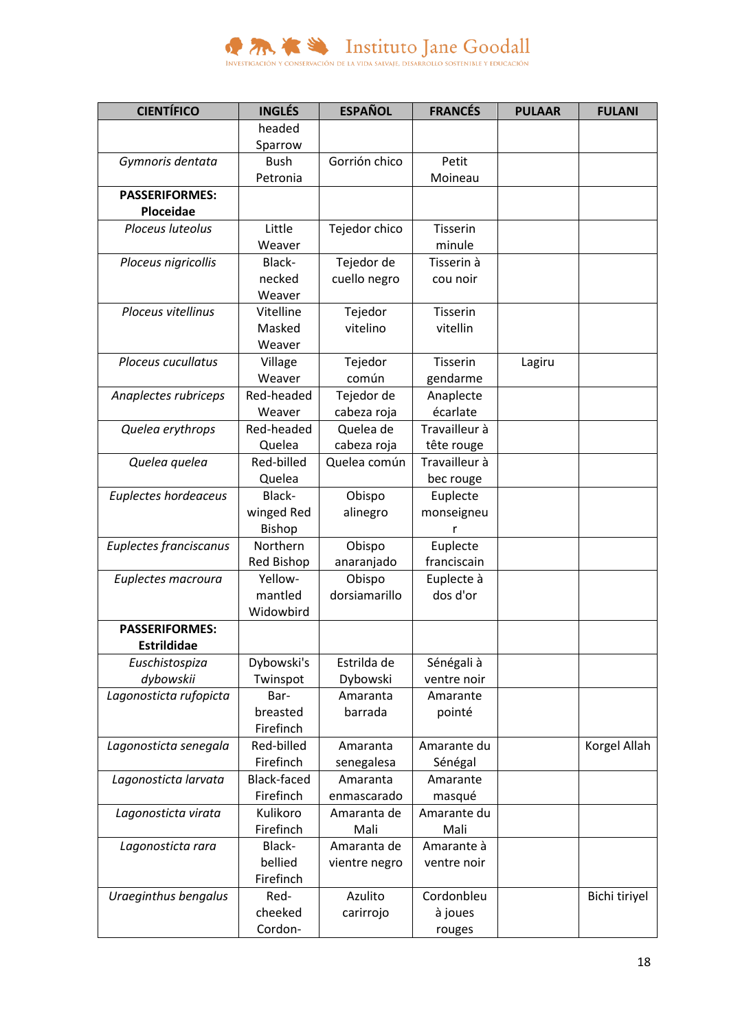| CIENTÍFICO | INGLÉS | ESPAÑOL | FRANCÉS | PULAAR | FULANI |
|---|---|---|---|---|---|
| | headed Sparrow | | | | |
| *Gymnoris dentata* | Bush Petronia | Gorrión chico | Petit Moineau | | |
| **PASSERIFORMES: Ploceidae** | | | | | |
| *Ploceus luteolus* | Little Weaver | Tejedor chico | Tisserin minule | | |
| *Ploceus nigricollis* | Black-necked Weaver | Tejedor de cuello negro | Tisserin à cou noir | | |
| *Ploceus vitellinus* | Vitelline Masked Weaver | Tejedor vitelino | Tisserin vitellin | | |
| *Ploceus cucullatus* | Village Weaver | Tejedor común | Tisserin gendarme | Lagiru | |
| *Anaplectes rubriceps* | Red-headed Weaver | Tejedor de cabeza roja | Anaplecte écarlate | | |
| *Quelea erythrops* | Red-headed Quelea | Quelea de cabeza roja | Travailleur à tête rouge | | |
| *Quelea quelea* | Red-billed Quelea | Quelea común | Travailleur à bec rouge | | |
| *Euplectes hordeaceus* | Black-winged Red Bishop | Obispo alinegro | Euplecte monseigneur | | |
| *Euplectes franciscanus* | Northern Red Bishop | Obispo anaranjado | Euplecte franciscain | | |
| *Euplectes macroura* | Yellow-mantled Widowbird | Obispo dorsiamarillo | Euplecte à dos d'or | | |
| **PASSERIFORMES: Estrildidae** | | | | | |
| *Euschistospiza dybowskii* | Dybowski's Twinspot | Estrilda de Dybowski | Sénégali à ventre noir | | |
| *Lagonosticta rufopicta* | Bar-breasted Firefinch | Amaranta barrada | Amarante pointé | | |
| *Lagonosticta senegala* | Red-billed Firefinch | Amaranta senegalesa | Amarante du Sénégal | | Korgel Allah |
| *Lagonosticta larvata* | Black-faced Firefinch | Amaranta enmascarado | Amarante masqué | | |
| *Lagonosticta virata* | Kulikoro Firefinch | Amaranta de Mali | Amarante du Mali | | |
| *Lagonosticta rara* | Black-bellied Firefinch | Amaranta de vientre negro | Amarante à ventre noir | | |
| *Uraeginthus bengalus* | Red-cheeked Cordon- | Azulito carirrojo | Cordonbleu à joues rouges | | Bichi tiriyel |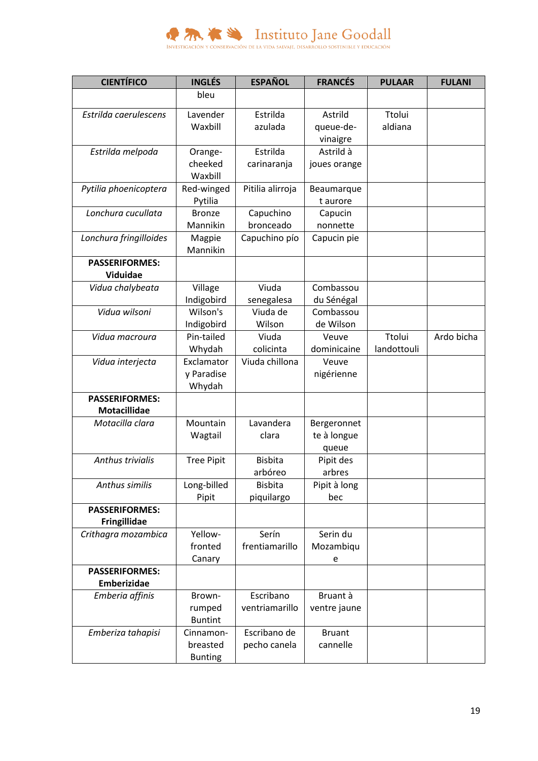| CIENTÍFICO | INGLÉS | ESPAÑOL | FRANCÉS | PULAAR | FULANI |
|---|---|---|---|---|---|
| | bleu | | | | |
| *Estrilda caerulescens* | Lavender Waxbill | Estrilda azulada | Astrild queue-de-vinaigre | Ttolui aldiana | |
| *Estrilda melpoda* | Orange-cheeked Waxbill | Estrilda carinaranja | Astrild à joues orange | | |
| *Pytilia phoenicoptera* | Red-winged Pytilia | Pitilia alirroja | Beaumarque t aurore | | |
| *Lonchura cucullata* | Bronze Mannikin | Capuchino bronceado | Capucin nonnette | | |
| *Lonchura fringilloides* | Magpie Mannikin | Capuchino pío | Capucin pie | | |
| **PASSERIFORMES: Viduidae** | | | | | |
| *Vidua chalybeata* | Village Indigobird | Viuda senegalesa | Combassou du Sénégal | | |
| *Vidua wilsoni* | Wilson's Indigobird | Viuda de Wilson | Combassou de Wilson | | |
| *Vidua macroura* | Pin-tailed Whydah | Viuda colicinta | Veuve dominicaine | Ttolui landottouli | Ardo bicha |
| *Vidua interjecta* | Exclamator y Paradise Whydah | Viuda chillona | Veuve nigérienne | | |
| **PASSERIFORMES: Motacillidae** | | | | | |
| *Motacilla clara* | Mountain Wagtail | Lavandera clara | Bergeronnet te à longue queue | | |
| *Anthus trivialis* | Tree Pipit | Bisbita arbóreo | Pipit des arbres | | |
| *Anthus similis* | Long-billed Pipit | Bisbita piquilargo | Pipit à long bec | | |
| **PASSERIFORMES: Fringillidae** | | | | | |
| *Crithagra mozambica* | Yellow-fronted Canary | Serín frentiamarillo | Serin du Mozambiqu e | | |
| **PASSERIFORMES: Emberizidae** | | | | | |
| *Emberia affinis* | Brown-rumped Buntint | Escribano ventriamarillo | Bruant à ventre jaune | | |
| *Emberiza tahapisi* | Cinnamon-breasted Bunting | Escribano de pecho canela | Bruant cannelle | | |